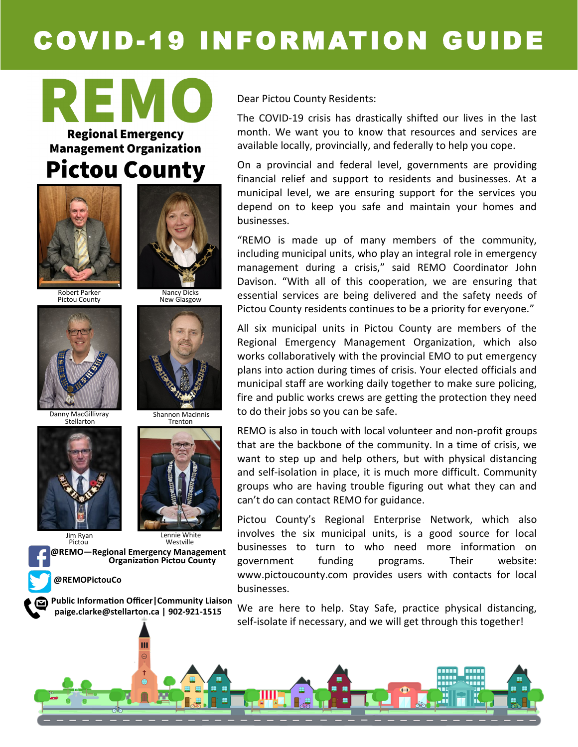# COVID-19 INFORMATION GUIDE

## REMO

**Regional Emergency Management Organization**

## Pictou County

Robert Parker
Pictou County

Nancy Dicks
New Glasgow

Danny MacGillivray
Stellarton

Shannon MacInnis
Trenton

Jim Ryan
Pictou

Lennie White
Westville

**@REMO—Regional Emergency Management Organization Pictou County**

**@REMOPictouCo**

**Public Information Officer|Community Liaison**
**paige.clarke@stellarton.ca | 902-921-1515**

Dear Pictou County Residents:

The COVID-19 crisis has drastically shifted our lives in the last month. We want you to know that resources and services are available locally, provincially, and federally to help you cope.

On a provincial and federal level, governments are providing financial relief and support to residents and businesses. At a municipal level, we are ensuring support for the services you depend on to keep you safe and maintain your homes and businesses.

"REMO is made up of many members of the community, including municipal units, who play an integral role in emergency management during a crisis," said REMO Coordinator John Davison. "With all of this cooperation, we are ensuring that essential services are being delivered and the safety needs of Pictou County residents continues to be a priority for everyone."

All six municipal units in Pictou County are members of the Regional Emergency Management Organization, which also works collaboratively with the provincial EMO to put emergency plans into action during times of crisis. Your elected officials and municipal staff are working daily together to make sure policing, fire and public works crews are getting the protection they need to do their jobs so you can be safe.

REMO is also in touch with local volunteer and non-profit groups that are the backbone of the community. In a time of crisis, we want to step up and help others, but with physical distancing and self-isolation in place, it is much more difficult. Community groups who are having trouble figuring out what they can and can't do can contact REMO for guidance.

Pictou County's Regional Enterprise Network, which also involves the six municipal units, is a good source for local businesses to turn to who need more information on government funding programs. Their website: www.pictoucounty.com provides users with contacts for local businesses.

We are here to help. Stay Safe, practice physical distancing, self-isolate if necessary, and we will get through this together!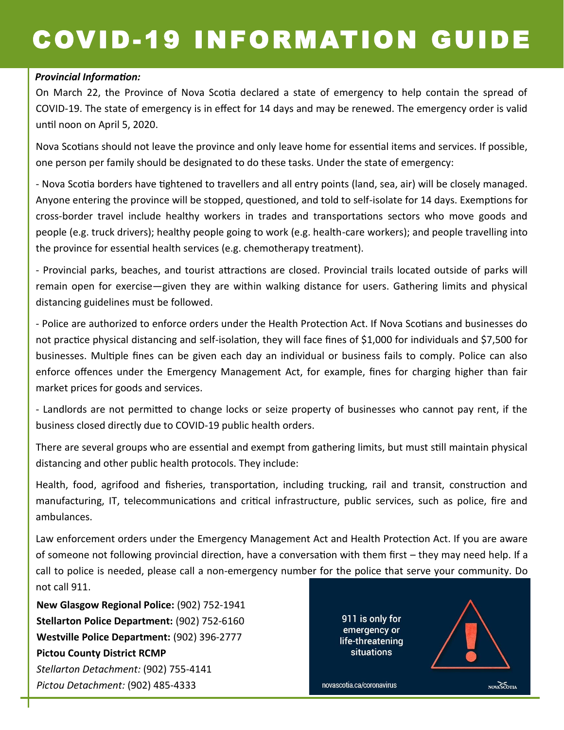# COVID-19 INFORMATION GUIDE

***Provincial Information:***

On March 22, the Province of Nova Scotia declared a state of emergency to help contain the spread of COVID-19. The state of emergency is in effect for 14 days and may be renewed. The emergency order is valid until noon on April 5, 2020.

Nova Scotians should not leave the province and only leave home for essential items and services. If possible, one person per family should be designated to do these tasks. Under the state of emergency:

- Nova Scotia borders have tightened to travellers and all entry points (land, sea, air) will be closely managed. Anyone entering the province will be stopped, questioned, and told to self-isolate for 14 days. Exemptions for cross-border travel include healthy workers in trades and transportations sectors who move goods and people (e.g. truck drivers); healthy people going to work (e.g. health-care workers); and people travelling into the province for essential health services (e.g. chemotherapy treatment).

- Provincial parks, beaches, and tourist attractions are closed. Provincial trails located outside of parks will remain open for exercise—given they are within walking distance for users. Gathering limits and physical distancing guidelines must be followed.

- Police are authorized to enforce orders under the Health Protection Act. If Nova Scotians and businesses do not practice physical distancing and self-isolation, they will face fines of $1,000 for individuals and $7,500 for businesses. Multiple fines can be given each day an individual or business fails to comply. Police can also enforce offences under the Emergency Management Act, for example, fines for charging higher than fair market prices for goods and services.

- Landlords are not permitted to change locks or seize property of businesses who cannot pay rent, if the business closed directly due to COVID-19 public health orders.

There are several groups who are essential and exempt from gathering limits, but must still maintain physical distancing and other public health protocols. They include:

Health, food, agrifood and fisheries, transportation, including trucking, rail and transit, construction and manufacturing, IT, telecommunications and critical infrastructure, public services, such as police, fire and ambulances.

Law enforcement orders under the Emergency Management Act and Health Protection Act. If you are aware of someone not following provincial direction, have a conversation with them first – they may need help. If a call to police is needed, please call a non-emergency number for the police that serve your community. Do not call 911.

**New Glasgow Regional Police:** (902) 752-1941
**Stellarton Police Department:** (902) 752-6160
**Westville Police Department:** (902) 396-2777
**Pictou County District RCMP**
*Stellarton Detachment:* (902) 755-4141
*Pictou Detachment:* (902) 485-4333

911 is only for emergency or life-threatening situations

novascotia.ca/coronavirus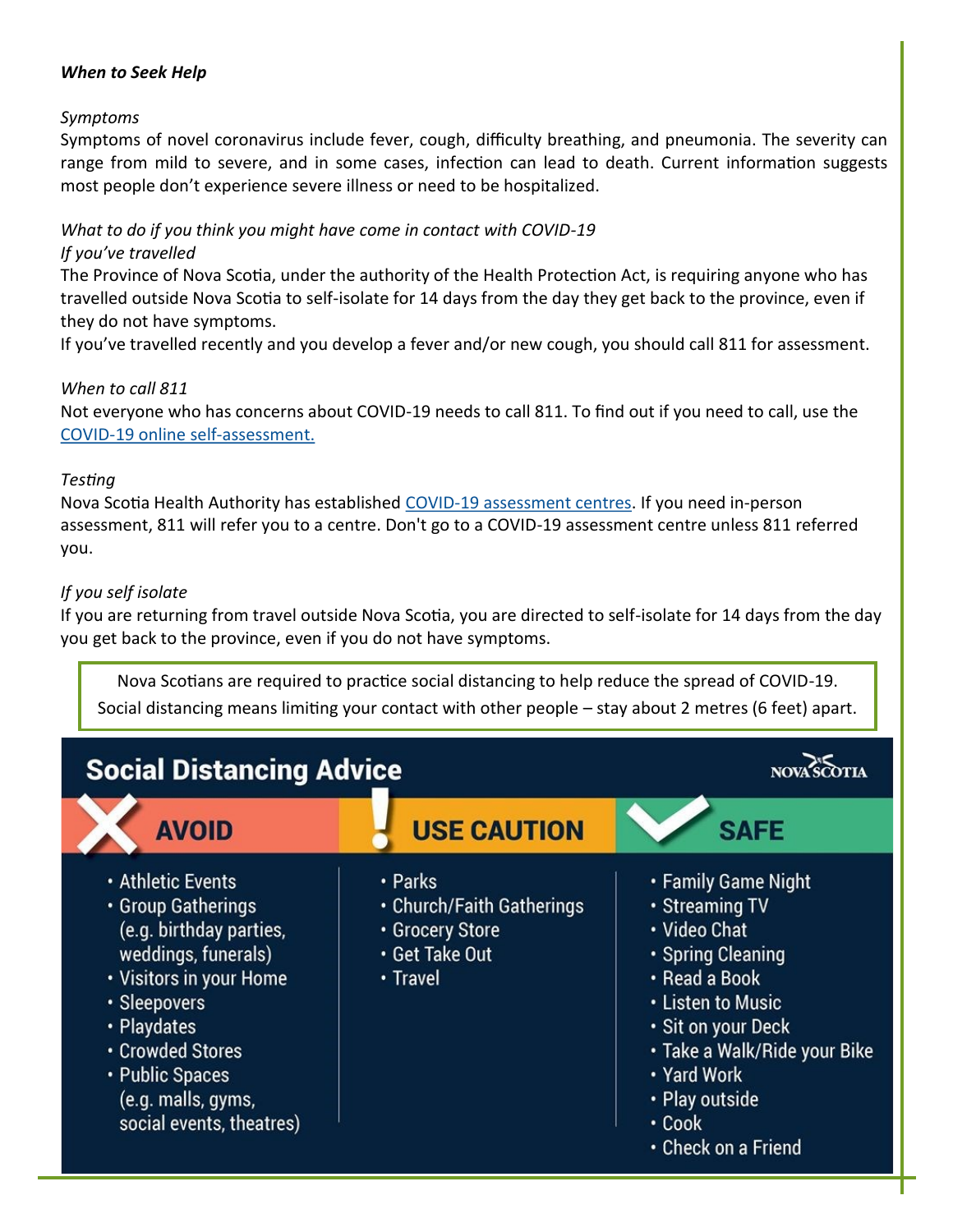***When to Seek Help***

*Symptoms*

Symptoms of novel coronavirus include fever, cough, difficulty breathing, and pneumonia. The severity can range from mild to severe, and in some cases, infection can lead to death. Current information suggests most people don't experience severe illness or need to be hospitalized.

*What to do if you think you might have come in contact with COVID-19*

*If you've travelled*

The Province of Nova Scotia, under the authority of the Health Protection Act, is requiring anyone who has travelled outside Nova Scotia to self-isolate for 14 days from the day they get back to the province, even if they do not have symptoms.

If you've travelled recently and you develop a fever and/or new cough, you should call 811 for assessment.

*When to call 811*

Not everyone who has concerns about COVID-19 needs to call 811. To find out if you need to call, use the COVID-19 online self-assessment.

*Testing*

Nova Scotia Health Authority has established COVID-19 assessment centres. If you need in-person assessment, 811 will refer you to a centre. Don't go to a COVID-19 assessment centre unless 811 referred you.

*If you self isolate*

If you are returning from travel outside Nova Scotia, you are directed to self-isolate for 14 days from the day you get back to the province, even if you do not have symptoms.

Nova Scotians are required to practice social distancing to help reduce the spread of COVID-19. Social distancing means limiting your contact with other people – stay about 2 metres (6 feet) apart.

## Social Distancing Advice

NOVA SCOTIA

| AVOID | USE CAUTION | SAFE |
|---|---|---|
| • Athletic Events<br>• Group Gatherings (e.g. birthday parties, weddings, funerals)<br>• Visitors in your Home<br>• Sleepovers<br>• Playdates<br>• Crowded Stores<br>• Public Spaces (e.g. malls, gyms, social events, theatres) | • Parks<br>• Church/Faith Gatherings<br>• Grocery Store<br>• Get Take Out<br>• Travel | • Family Game Night<br>• Streaming TV<br>• Video Chat<br>• Spring Cleaning<br>• Read a Book<br>• Listen to Music<br>• Sit on your Deck<br>• Take a Walk/Ride your Bike<br>• Yard Work<br>• Play outside<br>• Cook<br>• Check on a Friend |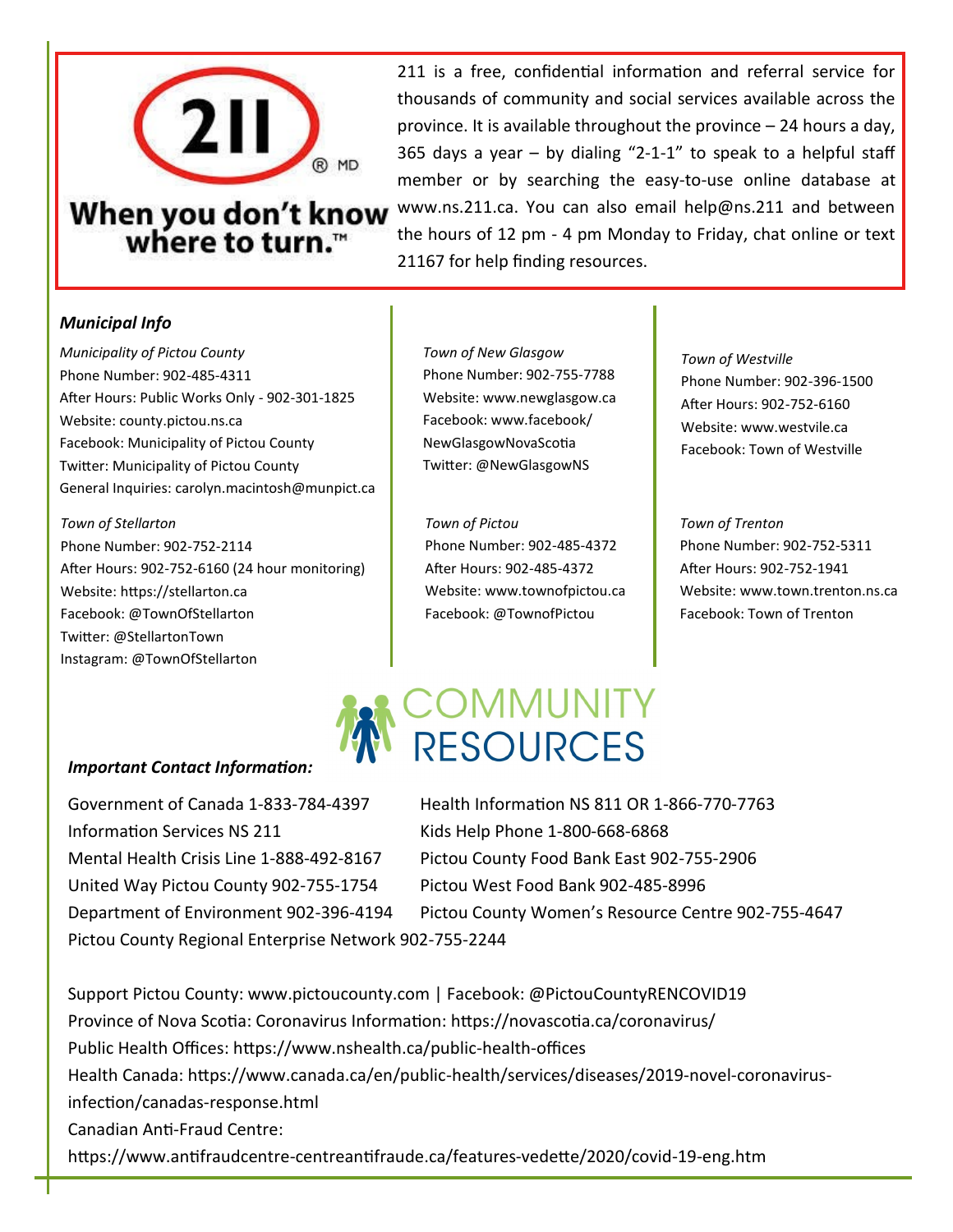211

When you don't know where to turn.™

211 is a free, confidential information and referral service for thousands of community and social services available across the province. It is available throughout the province – 24 hours a day, 365 days a year – by dialing "2-1-1" to speak to a helpful staff member or by searching the easy-to-use online database at www.ns.211.ca. You can also email help@ns.211 and between the hours of 12 pm - 4 pm Monday to Friday, chat online or text 21167 for help finding resources.

### *Municipal Info*

*Municipality of Pictou County*
Phone Number: 902-485-4311
After Hours: Public Works Only - 902-301-1825
Website: county.pictou.ns.ca
Facebook: Municipality of Pictou County
Twitter: Municipality of Pictou County
General Inquiries: carolyn.macintosh@munpict.ca

*Town of Stellarton*
Phone Number: 902-752-2114
After Hours: 902-752-6160 (24 hour monitoring)
Website: https://stellarton.ca
Facebook: @TownOfStellarton
Twitter: @StellartonTown
Instagram: @TownOfStellarton

*Town of New Glasgow*
Phone Number: 902-755-7788
Website: www.newglasgow.ca
Facebook: www.facebook/NewGlasgowNovaScotia
Twitter: @NewGlasgowNS

*Town of Pictou*
Phone Number: 902-485-4372
After Hours: 902-485-4372
Website: www.townofpictou.ca
Facebook: @TownofPictou

*Town of Westville*
Phone Number: 902-396-1500
After Hours: 902-752-6160
Website: www.westvile.ca
Facebook: Town of Westville

*Town of Trenton*
Phone Number: 902-752-5311
After Hours: 902-752-1941
Website: www.town.trenton.ns.ca
Facebook: Town of Trenton

## COMMUNITY RESOURCES

### *Important Contact Information:*

Government of Canada 1-833-784-4397
Information Services NS 211
Mental Health Crisis Line 1-888-492-8167
United Way Pictou County 902-755-1754
Department of Environment 902-396-4194
Health Information NS 811 OR 1-866-770-7763
Kids Help Phone 1-800-668-6868
Pictou County Food Bank East 902-755-2906
Pictou West Food Bank 902-485-8996
Pictou County Women's Resource Centre 902-755-4647
Pictou County Regional Enterprise Network 902-755-2244

Support Pictou County: www.pictoucounty.com | Facebook: @PictouCountyRENCOVID19
Province of Nova Scotia: Coronavirus Information: https://novascotia.ca/coronavirus/
Public Health Offices: https://www.nshealth.ca/public-health-offices
Health Canada: https://www.canada.ca/en/public-health/services/diseases/2019-novel-coronavirus-infection/canadas-response.html
Canadian Anti-Fraud Centre:
https://www.antifraudcentre-centreantifraude.ca/features-vedette/2020/covid-19-eng.htm